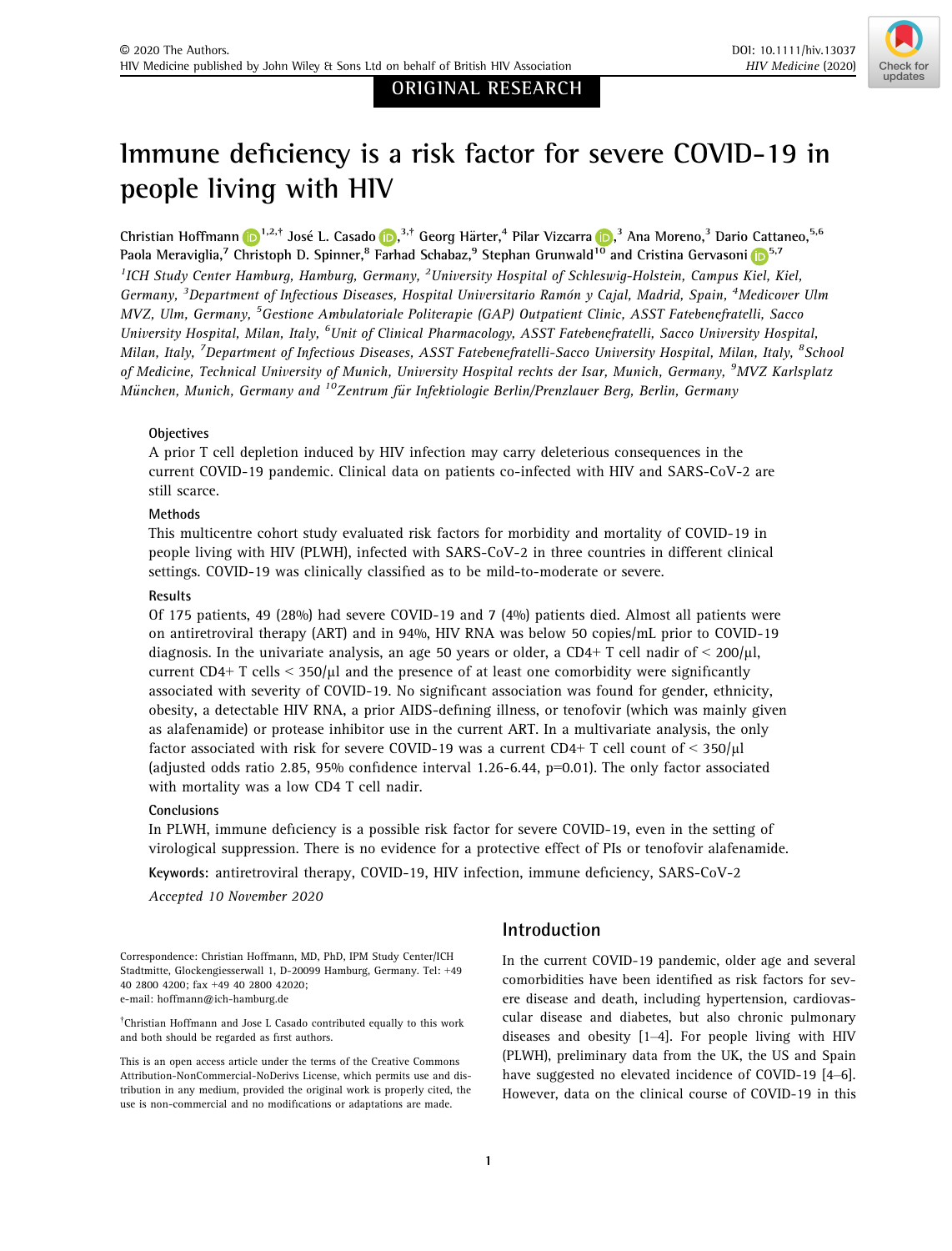ORIGINAL RESEARCH

# Immune deficiency is a risk factor for severe COVID-19 in people living with HIV

Christian Hoffmann [1,2,†] José L. Casado [3,†] Georg Härter,[4] Pilar Vizcarra [3] Ana Moreno,[3] Dario Cattaneo,[5,6] Paola Meraviglia,[7] Christoph D. Spinner,[8] Farhad Schabaz,[9] Stephan Grunwald[10] and Cristina Gervasoni [5,7]

[1]ICH Study Center Hamburg, Hamburg, Germany, [2]University Hospital of Schleswig-Holstein, Campus Kiel, Kiel, Germany, [3]Department of Infectious Diseases, Hospital Universitario Ramón y Cajal, Madrid, Spain, [4]Medicover Ulm MVZ, Ulm, Germany, [5]Gestione Ambulatoriale Politerapie (GAP) Outpatient Clinic, ASST Fatebenefratelli, Sacco University Hospital, Milan, Italy, [6]Unit of Clinical Pharmacology, ASST Fatebenefratelli, Sacco University Hospital, Milan, Italy, [7]Department of Infectious Diseases, ASST Fatebenefratelli-Sacco University Hospital, Milan, Italy, [8]School of Medicine, Technical University of Munich, University Hospital rechts der Isar, Munich, Germany, [9]MVZ Karlsplatz München, Munich, Germany and [10]Zentrum für Infektiologie Berlin/Prenzlauer Berg, Berlin, Germany

### Objectives

A prior T cell depletion induced by HIV infection may carry deleterious consequences in the current COVID-19 pandemic. Clinical data on patients co-infected with HIV and SARS-CoV-2 are still scarce.

### Methods

This multicentre cohort study evaluated risk factors for morbidity and mortality of COVID-19 in people living with HIV (PLWH), infected with SARS-CoV-2 in three countries in different clinical settings. COVID-19 was clinically classified as to be mild-to-moderate or severe.

### Results

Of 175 patients, 49 (28%) had severe COVID-19 and 7 (4%) patients died. Almost all patients were on antiretroviral therapy (ART) and in 94%, HIV RNA was below 50 copies/mL prior to COVID-19 diagnosis. In the univariate analysis, an age 50 years or older, a CD4+ T cell nadir of < 200/µl, current CD4+ T cells < 350/µl and the presence of at least one comorbidity were significantly associated with severity of COVID-19. No significant association was found for gender, ethnicity, obesity, a detectable HIV RNA, a prior AIDS-defining illness, or tenofovir (which was mainly given as alafenamide) or protease inhibitor use in the current ART. In a multivariate analysis, the only factor associated with risk for severe COVID-19 was a current CD4+ T cell count of < 350/µl (adjusted odds ratio 2.85, 95% confidence interval 1.26-6.44, p=0.01). The only factor associated with mortality was a low CD4 T cell nadir.

### Conclusions

In PLWH, immune deficiency is a possible risk factor for severe COVID-19, even in the setting of virological suppression. There is no evidence for a protective effect of PIs or tenofovir alafenamide.

**Keywords:** antiretroviral therapy, COVID-19, HIV infection, immune deficiency, SARS-CoV-2

*Accepted 10 November 2020*

Correspondence: Christian Hoffmann, MD, PhD, IPM Study Center/ICH Stadtmitte, Glockengiesserwall 1, D-20099 Hamburg, Germany. Tel: +49 40 2800 4200; fax +49 40 2800 42020; e-mail: hoffmann@ich-hamburg.de

†Christian Hoffmann and Jose L Casado contributed equally to this work and both should be regarded as first authors.

This is an open access article under the terms of the Creative Commons Attribution-NonCommercial-NoDerivs License, which permits use and distribution in any medium, provided the original work is properly cited, the use is non-commercial and no modifications or adaptations are made.

## Introduction

In the current COVID-19 pandemic, older age and several comorbidities have been identified as risk factors for severe disease and death, including hypertension, cardiovascular disease and diabetes, but also chronic pulmonary diseases and obesity [1–4]. For people living with HIV (PLWH), preliminary data from the UK, the US and Spain have suggested no elevated incidence of COVID-19 [4–6]. However, data on the clinical course of COVID-19 in this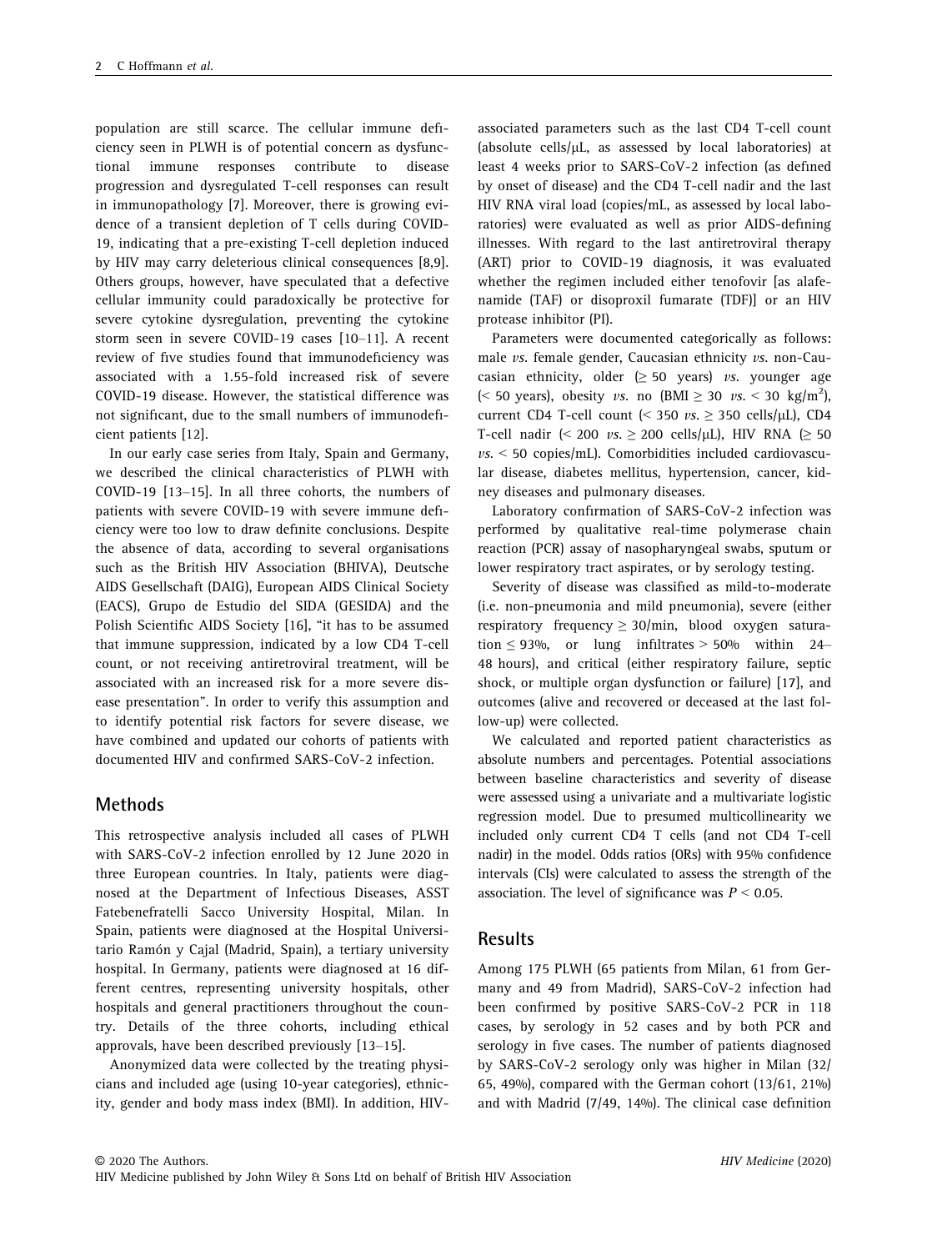population are still scarce. The cellular immune deficiency seen in PLWH is of potential concern as dysfunctional immune responses contribute to disease progression and dysregulated T-cell responses can result in immunopathology [7]. Moreover, there is growing evidence of a transient depletion of T cells during COVID-19, indicating that a pre-existing T-cell depletion induced by HIV may carry deleterious clinical consequences [8,9]. Others groups, however, have speculated that a defective cellular immunity could paradoxically be protective for severe cytokine dysregulation, preventing the cytokine storm seen in severe COVID-19 cases [10–11]. A recent review of five studies found that immunodeficiency was associated with a 1.55-fold increased risk of severe COVID-19 disease. However, the statistical difference was not significant, due to the small numbers of immunodeficient patients [12].

In our early case series from Italy, Spain and Germany, we described the clinical characteristics of PLWH with COVID-19 [13–15]. In all three cohorts, the numbers of patients with severe COVID-19 with severe immune deficiency were too low to draw definite conclusions. Despite the absence of data, according to several organisations such as the British HIV Association (BHIVA), Deutsche AIDS Gesellschaft (DAIG), European AIDS Clinical Society (EACS), Grupo de Estudio del SIDA (GESIDA) and the Polish Scientific AIDS Society [16], "it has to be assumed that immune suppression, indicated by a low CD4 T-cell count, or not receiving antiretroviral treatment, will be associated with an increased risk for a more severe disease presentation". In order to verify this assumption and to identify potential risk factors for severe disease, we have combined and updated our cohorts of patients with documented HIV and confirmed SARS-CoV-2 infection.

## Methods

This retrospective analysis included all cases of PLWH with SARS-CoV-2 infection enrolled by 12 June 2020 in three European countries. In Italy, patients were diagnosed at the Department of Infectious Diseases, ASST Fatebenefratelli Sacco University Hospital, Milan. In Spain, patients were diagnosed at the Hospital Universitario Ramón y Cajal (Madrid, Spain), a tertiary university hospital. In Germany, patients were diagnosed at 16 different centres, representing university hospitals, other hospitals and general practitioners throughout the country. Details of the three cohorts, including ethical approvals, have been described previously [13–15].

Anonymized data were collected by the treating physicians and included age (using 10-year categories), ethnicity, gender and body mass index (BMI). In addition, HIV-associated parameters such as the last CD4 T-cell count (absolute cells/μL, as assessed by local laboratories) at least 4 weeks prior to SARS-CoV-2 infection (as defined by onset of disease) and the CD4 T-cell nadir and the last HIV RNA viral load (copies/mL, as assessed by local laboratories) were evaluated as well as prior AIDS-defining illnesses. With regard to the last antiretroviral therapy (ART) prior to COVID-19 diagnosis, it was evaluated whether the regimen included either tenofovir [as alafenamide (TAF) or disoproxil fumarate (TDF)] or an HIV protease inhibitor (PI).

Parameters were documented categorically as follows: male *vs.* female gender, Caucasian ethnicity *vs.* non-Caucasian ethnicity, older ($\geq$ 50 years) *vs.* younger age (< 50 years), obesity *vs.* no (BMI $\geq 30$ *vs.* $< 30$ kg/m$^2$), current CD4 T-cell count (< 350 *vs.* $\geq$ 350 cells/μL), CD4 T-cell nadir (< 200 *vs.* $\geq$ 200 cells/μL), HIV RNA ($\geq$ 50 *vs.* < 50 copies/mL). Comorbidities included cardiovascular disease, diabetes mellitus, hypertension, cancer, kidney diseases and pulmonary diseases.

Laboratory confirmation of SARS-CoV-2 infection was performed by qualitative real-time polymerase chain reaction (PCR) assay of nasopharyngeal swabs, sputum or lower respiratory tract aspirates, or by serology testing.

Severity of disease was classified as mild-to-moderate (i.e. non-pneumonia and mild pneumonia), severe (either respiratory frequency $\geq$ 30/min, blood oxygen saturation $\leq$ 93%, or lung infiltrates > 50% within 24–48 hours), and critical (either respiratory failure, septic shock, or multiple organ dysfunction or failure) [17], and outcomes (alive and recovered or deceased at the last follow-up) were collected.

We calculated and reported patient characteristics as absolute numbers and percentages. Potential associations between baseline characteristics and severity of disease were assessed using a univariate and a multivariate logistic regression model. Due to presumed multicollinearity we included only current CD4 T cells (and not CD4 T-cell nadir) in the model. Odds ratios (ORs) with 95% confidence intervals (CIs) were calculated to assess the strength of the association. The level of significance was $P < 0.05$.

## Results

Among 175 PLWH (65 patients from Milan, 61 from Germany and 49 from Madrid), SARS-CoV-2 infection had been confirmed by positive SARS-CoV-2 PCR in 118 cases, by serology in 52 cases and by both PCR and serology in five cases. The number of patients diagnosed by SARS-CoV-2 serology only was higher in Milan (32/65, 49%), compared with the German cohort (13/61, 21%) and with Madrid (7/49, 14%). The clinical case definition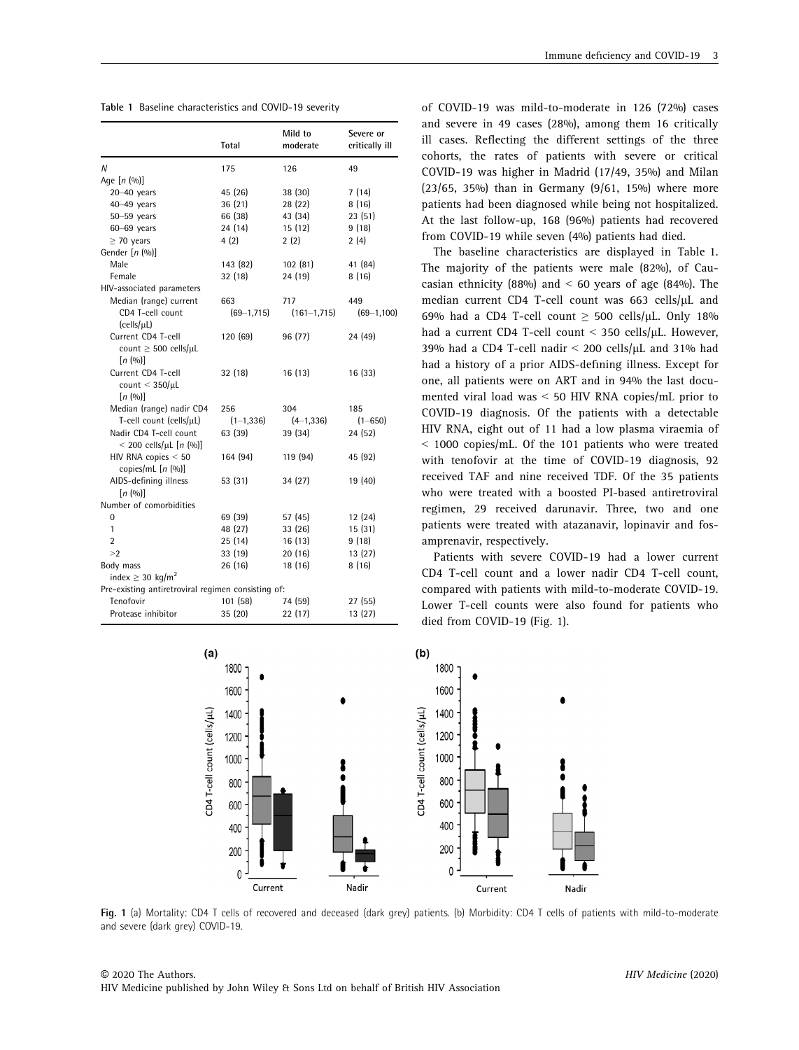**Table 1** Baseline characteristics and COVID-19 severity

| | Total | Mild to moderate | Severe or critically ill |
|---|---|---|---|
| N | 175 | 126 | 49 |
| Age [n (%)] | | | |
| 20–40 years | 45 (26) | 38 (30) | 7 (14) |
| 40–49 years | 36 (21) | 28 (22) | 8 (16) |
| 50–59 years | 66 (38) | 43 (34) | 23 (51) |
| 60–69 years | 24 (14) | 15 (12) | 9 (18) |
| ≥ 70 years | 4 (2) | 2 (2) | 2 (4) |
| Gender [n (%)] | | | |
| Male | 143 (82) | 102 (81) | 41 (84) |
| Female | 32 (18) | 24 (19) | 8 (16) |
| HIV-associated parameters | | | |
| Median (range) current CD4 T-cell count (cells/μL) | 663 (69–1,715) | 717 (161–1,715) | 449 (69–1,100) |
| Current CD4 T-cell count ≥ 500 cells/μL [n (%)] | 120 (69) | 96 (77) | 24 (49) |
| Current CD4 T-cell count < 350/μL [n (%)] | 32 (18) | 16 (13) | 16 (33) |
| Median (range) nadir CD4 T-cell count (cells/μL) | 256 (1–1,336) | 304 (4–1,336) | 185 (1–650) |
| Nadir CD4 T-cell count < 200 cells/μL [n (%)] | 63 (39) | 39 (34) | 24 (52) |
| HIV RNA copies < 50 copies/mL [n (%)] | 164 (94) | 119 (94) | 45 (92) |
| AIDS-defining illness [n (%)] | 53 (31) | 34 (27) | 19 (40) |
| Number of comorbidities | | | |
| 0 | 69 (39) | 57 (45) | 12 (24) |
| 1 | 48 (27) | 33 (26) | 15 (31) |
| 2 | 25 (14) | 16 (13) | 9 (18) |
| >2 | 33 (19) | 20 (16) | 13 (27) |
| Body mass index ≥ 30 kg/m$^2$ | 26 (16) | 18 (16) | 8 (16) |
| Pre-existing antiretroviral regimen consisting of: | | | |
| Tenofovir | 101 (58) | 74 (59) | 27 (55) |
| Protease inhibitor | 35 (20) | 22 (17) | 13 (27) |

of COVID-19 was mild-to-moderate in 126 (72%) cases and severe in 49 cases (28%), among them 16 critically ill cases. Reflecting the different settings of the three cohorts, the rates of patients with severe or critical COVID-19 was higher in Madrid (17/49, 35%) and Milan (23/65, 35%) than in Germany (9/61, 15%) where more patients had been diagnosed while being not hospitalized. At the last follow-up, 168 (96%) patients had recovered from COVID-19 while seven (4%) patients had died.

The baseline characteristics are displayed in Table 1. The majority of the patients were male (82%), of Caucasian ethnicity (88%) and < 60 years of age (84%). The median current CD4 T-cell count was 663 cells/μL and 69% had a CD4 T-cell count ≥ 500 cells/μL. Only 18% had a current CD4 T-cell count < 350 cells/μL. However, 39% had a CD4 T-cell nadir < 200 cells/μL and 31% had had a history of a prior AIDS-defining illness. Except for one, all patients were on ART and in 94% the last documented viral load was < 50 HIV RNA copies/mL prior to COVID-19 diagnosis. Of the patients with a detectable HIV RNA, eight out of 11 had a low plasma viraemia of < 1000 copies/mL. Of the 101 patients who were treated with tenofovir at the time of COVID-19 diagnosis, 92 received TAF and nine received TDF. Of the 35 patients who were treated with a boosted PI-based antiretroviral regimen, 29 received darunavir. Three, two and one patients were treated with atazanavir, lopinavir and fosamprenavir, respectively.

Patients with severe COVID-19 had a lower current CD4 T-cell count and a lower nadir CD4 T-cell count, compared with patients with mild-to-moderate COVID-19. Lower T-cell counts were also found for patients who died from COVID-19 (Fig. 1).

**Fig. 1** (a) Mortality: CD4 T cells of recovered and deceased (dark grey) patients. (b) Morbidity: CD4 T cells of patients with mild-to-moderate and severe (dark grey) COVID-19.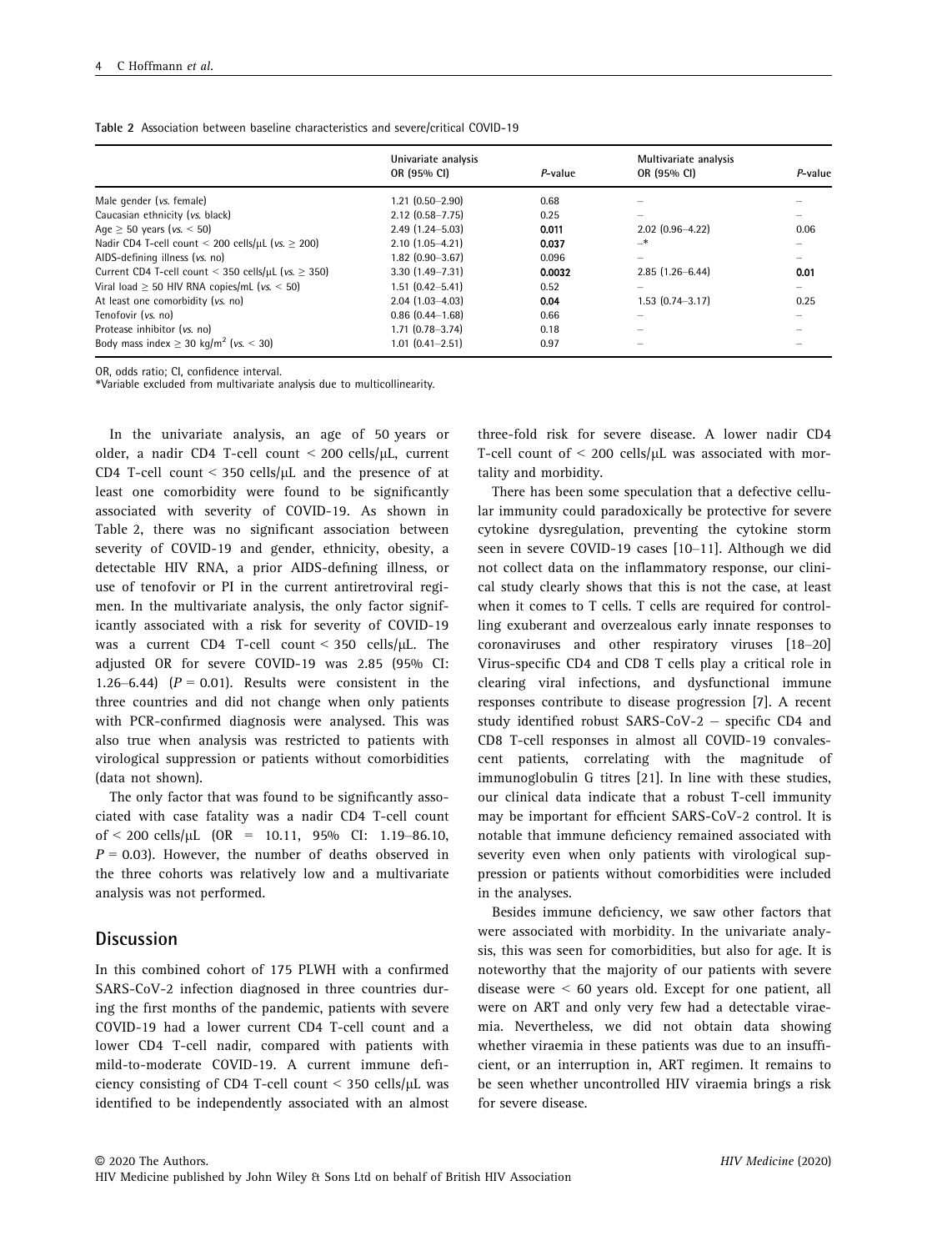**Table 2** Association between baseline characteristics and severe/critical COVID-19

| | Univariate analysis OR (95% CI) | *P*-value | Multivariate analysis OR (95% CI) | *P*-value |
|---|---|---|---|---|
| Male gender (*vs.* female) | 1.21 (0.50–2.90) | 0.68 | – | – |
| Caucasian ethnicity (*vs.* black) | 2.12 (0.58–7.75) | 0.25 | – | – |
| Age ≥ 50 years (*vs.* < 50) | 2.49 (1.24–5.03) | **0.011** | 2.02 (0.96–4.22) | 0.06 |
| Nadir CD4 T-cell count < 200 cells/μL (*vs.* ≥ 200) | 2.10 (1.05–4.21) | **0.037** | –* | – |
| AIDS-defining illness (*vs.* no) | 1.82 (0.90–3.67) | 0.096 | – | – |
| Current CD4 T-cell count < 350 cells/μL (*vs.* ≥ 350) | 3.30 (1.49–7.31) | **0.0032** | 2.85 (1.26–6.44) | **0.01** |
| Viral load ≥ 50 HIV RNA copies/mL (*vs.* < 50) | 1.51 (0.42–5.41) | 0.52 | – | – |
| At least one comorbidity (*vs.* no) | 2.04 (1.03–4.03) | **0.04** | 1.53 (0.74–3.17) | 0.25 |
| Tenofovir (*vs.* no) | 0.86 (0.44–1.68) | 0.66 | – | – |
| Protease inhibitor (*vs.* no) | 1.71 (0.78–3.74) | 0.18 | – | – |
| Body mass index ≥ 30 kg/m² (*vs.* < 30) | 1.01 (0.41–2.51) | 0.97 | – | – |

OR, odds ratio; CI, confidence interval.
*Variable excluded from multivariate analysis due to multicollinearity.

In the univariate analysis, an age of 50 years or older, a nadir CD4 T-cell count < 200 cells/μL, current CD4 T-cell count < 350 cells/μL and the presence of at least one comorbidity were found to be significantly associated with severity of COVID-19. As shown in Table 2, there was no significant association between severity of COVID-19 and gender, ethnicity, obesity, a detectable HIV RNA, a prior AIDS-defining illness, or use of tenofovir or PI in the current antiretroviral regimen. In the multivariate analysis, the only factor significantly associated with a risk for severity of COVID-19 was a current CD4 T-cell count < 350 cells/μL. The adjusted OR for severe COVID-19 was 2.85 (95% CI: 1.26–6.44) ($P = 0.01$). Results were consistent in the three countries and did not change when only patients with PCR-confirmed diagnosis were analysed. This was also true when analysis was restricted to patients with virological suppression or patients without comorbidities (data not shown).

The only factor that was found to be significantly associated with case fatality was a nadir CD4 T-cell count of < 200 cells/μL (OR = 10.11, 95% CI: 1.19–86.10, $P = 0.03$). However, the number of deaths observed in the three cohorts was relatively low and a multivariate analysis was not performed.

## Discussion

In this combined cohort of 175 PLWH with a confirmed SARS-CoV-2 infection diagnosed in three countries during the first months of the pandemic, patients with severe COVID-19 had a lower current CD4 T-cell count and a lower CD4 T-cell nadir, compared with patients with mild-to-moderate COVID-19. A current immune deficiency consisting of CD4 T-cell count < 350 cells/μL was identified to be independently associated with an almost three-fold risk for severe disease. A lower nadir CD4 T-cell count of < 200 cells/μL was associated with mortality and morbidity.

There has been some speculation that a defective cellular immunity could paradoxically be protective for severe cytokine dysregulation, preventing the cytokine storm seen in severe COVID-19 cases [10–11]. Although we did not collect data on the inflammatory response, our clinical study clearly shows that this is not the case, at least when it comes to T cells. T cells are required for controlling exuberant and overzealous early innate responses to coronaviruses and other respiratory viruses [18–20] Virus-specific CD4 and CD8 T cells play a critical role in clearing viral infections, and dysfunctional immune responses contribute to disease progression [7]. A recent study identified robust SARS-CoV-2 – specific CD4 and CD8 T-cell responses in almost all COVID-19 convalescent patients, correlating with the magnitude of immunoglobulin G titres [21]. In line with these studies, our clinical data indicate that a robust T-cell immunity may be important for efficient SARS-CoV-2 control. It is notable that immune deficiency remained associated with severity even when only patients with virological suppression or patients without comorbidities were included in the analyses.

Besides immune deficiency, we saw other factors that were associated with morbidity. In the univariate analysis, this was seen for comorbidities, but also for age. It is noteworthy that the majority of our patients with severe disease were < 60 years old. Except for one patient, all were on ART and only very few had a detectable viraemia. Nevertheless, we did not obtain data showing whether viraemia in these patients was due to an insufficient, or an interruption in, ART regimen. It remains to be seen whether uncontrolled HIV viraemia brings a risk for severe disease.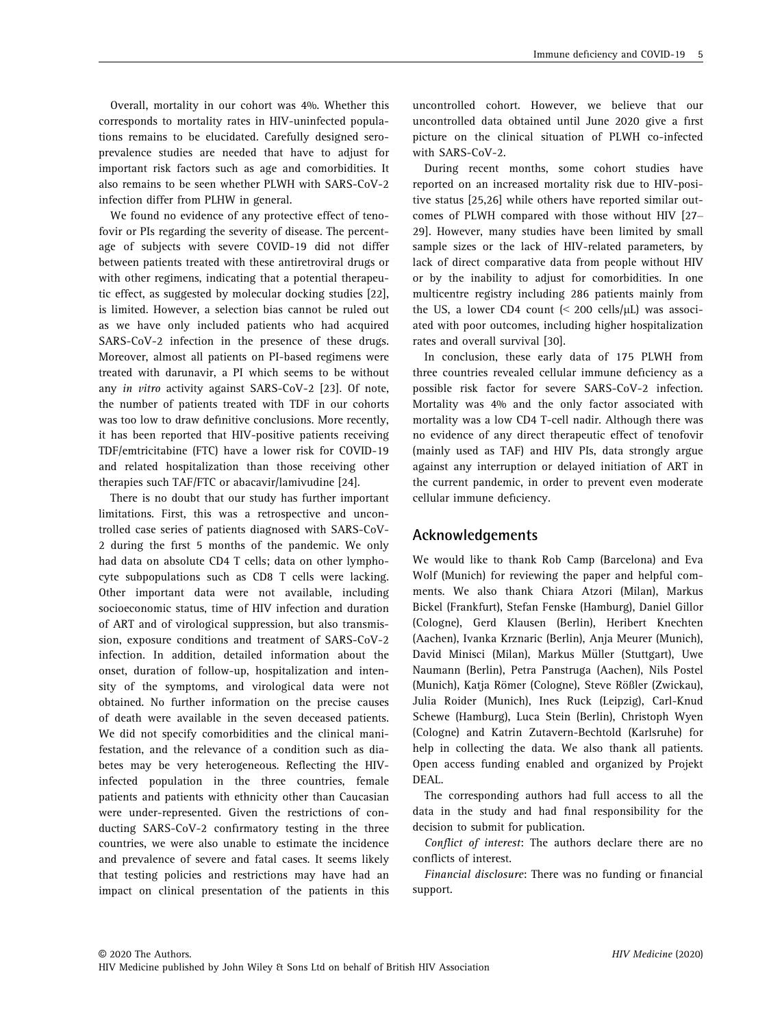Overall, mortality in our cohort was 4%. Whether this corresponds to mortality rates in HIV-uninfected populations remains to be elucidated. Carefully designed seroprevalence studies are needed that have to adjust for important risk factors such as age and comorbidities. It also remains to be seen whether PLWH with SARS-CoV-2 infection differ from PLHW in general.

We found no evidence of any protective effect of tenofovir or PIs regarding the severity of disease. The percentage of subjects with severe COVID-19 did not differ between patients treated with these antiretroviral drugs or with other regimens, indicating that a potential therapeutic effect, as suggested by molecular docking studies [22], is limited. However, a selection bias cannot be ruled out as we have only included patients who had acquired SARS-CoV-2 infection in the presence of these drugs. Moreover, almost all patients on PI-based regimens were treated with darunavir, a PI which seems to be without any *in vitro* activity against SARS-CoV-2 [23]. Of note, the number of patients treated with TDF in our cohorts was too low to draw definitive conclusions. More recently, it has been reported that HIV-positive patients receiving TDF/emtricitabine (FTC) have a lower risk for COVID-19 and related hospitalization than those receiving other therapies such TAF/FTC or abacavir/lamivudine [24].

There is no doubt that our study has further important limitations. First, this was a retrospective and uncontrolled case series of patients diagnosed with SARS-CoV-2 during the first 5 months of the pandemic. We only had data on absolute CD4 T cells; data on other lymphocyte subpopulations such as CD8 T cells were lacking. Other important data were not available, including socioeconomic status, time of HIV infection and duration of ART and of virological suppression, but also transmission, exposure conditions and treatment of SARS-CoV-2 infection. In addition, detailed information about the onset, duration of follow-up, hospitalization and intensity of the symptoms, and virological data were not obtained. No further information on the precise causes of death were available in the seven deceased patients. We did not specify comorbidities and the clinical manifestation, and the relevance of a condition such as diabetes may be very heterogeneous. Reflecting the HIV-infected population in the three countries, female patients and patients with ethnicity other than Caucasian were under-represented. Given the restrictions of conducting SARS-CoV-2 confirmatory testing in the three countries, we were also unable to estimate the incidence and prevalence of severe and fatal cases. It seems likely that testing policies and restrictions may have had an impact on clinical presentation of the patients in this uncontrolled cohort. However, we believe that our uncontrolled data obtained until June 2020 give a first picture on the clinical situation of PLWH co-infected with SARS-CoV-2.

During recent months, some cohort studies have reported on an increased mortality risk due to HIV-positive status [25,26] while others have reported similar outcomes of PLWH compared with those without HIV [27–29]. However, many studies have been limited by small sample sizes or the lack of HIV-related parameters, by lack of direct comparative data from people without HIV or by the inability to adjust for comorbidities. In one multicentre registry including 286 patients mainly from the US, a lower CD4 count (< 200 cells/μL) was associated with poor outcomes, including higher hospitalization rates and overall survival [30].

In conclusion, these early data of 175 PLWH from three countries revealed cellular immune deficiency as a possible risk factor for severe SARS-CoV-2 infection. Mortality was 4% and the only factor associated with mortality was a low CD4 T-cell nadir. Although there was no evidence of any direct therapeutic effect of tenofovir (mainly used as TAF) and HIV PIs, data strongly argue against any interruption or delayed initiation of ART in the current pandemic, in order to prevent even moderate cellular immune deficiency.

## Acknowledgements

We would like to thank Rob Camp (Barcelona) and Eva Wolf (Munich) for reviewing the paper and helpful comments. We also thank Chiara Atzori (Milan), Markus Bickel (Frankfurt), Stefan Fenske (Hamburg), Daniel Gillor (Cologne), Gerd Klausen (Berlin), Heribert Knechten (Aachen), Ivanka Krznaric (Berlin), Anja Meurer (Munich), David Minisci (Milan), Markus Müller (Stuttgart), Uwe Naumann (Berlin), Petra Panstruga (Aachen), Nils Postel (Munich), Katja Römer (Cologne), Steve Rößler (Zwickau), Julia Roider (Munich), Ines Ruck (Leipzig), Carl-Knud Schewe (Hamburg), Luca Stein (Berlin), Christoph Wyen (Cologne) and Katrin Zutavern-Bechtold (Karlsruhe) for help in collecting the data. We also thank all patients. Open access funding enabled and organized by Projekt DEAL.

The corresponding authors had full access to all the data in the study and had final responsibility for the decision to submit for publication.

*Conflict of interest*: The authors declare there are no conflicts of interest.

*Financial disclosure*: There was no funding or financial support.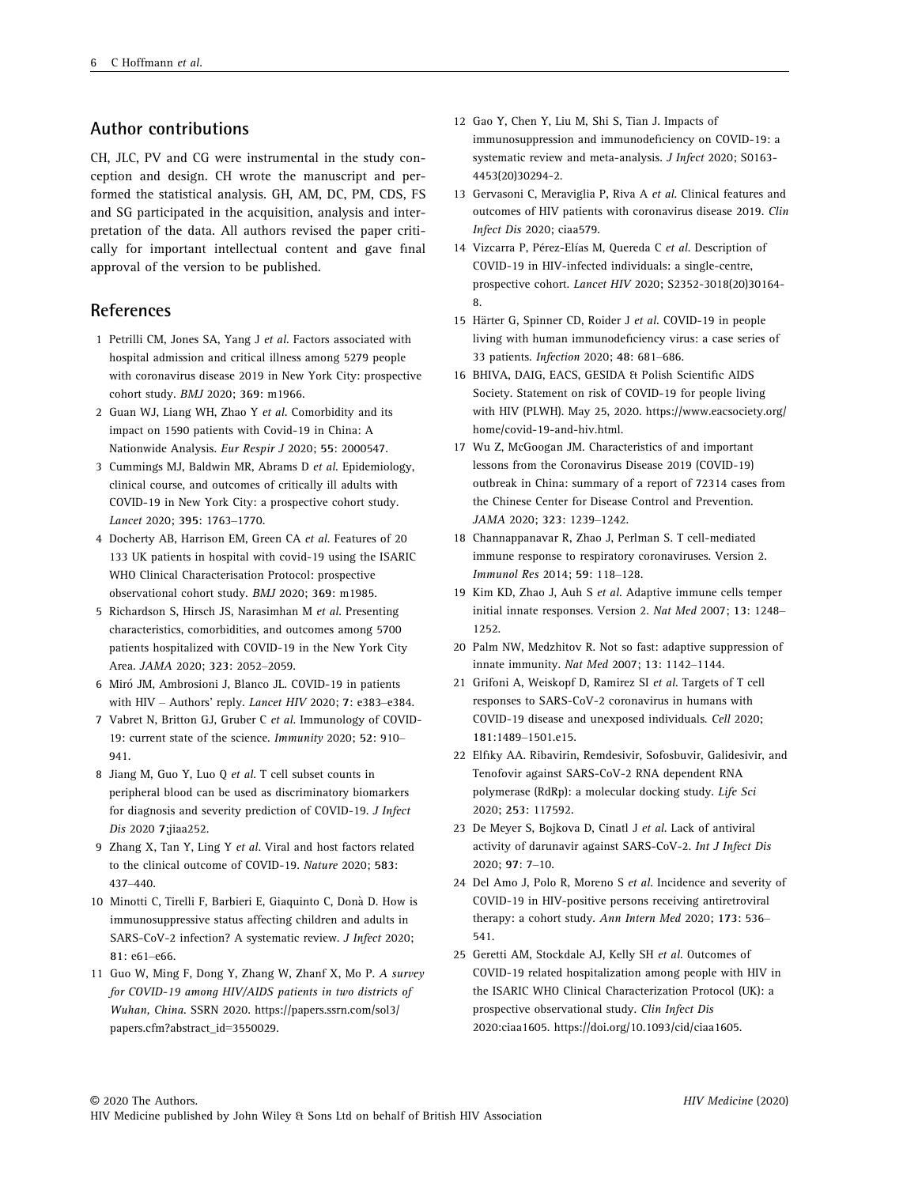## Author contributions

CH, JLC, PV and CG were instrumental in the study conception and design. CH wrote the manuscript and performed the statistical analysis. GH, AM, DC, PM, CDS, FS and SG participated in the acquisition, analysis and interpretation of the data. All authors revised the paper critically for important intellectual content and gave final approval of the version to be published.

## References

1. Petrilli CM, Jones SA, Yang J *et al*. Factors associated with hospital admission and critical illness among 5279 people with coronavirus disease 2019 in New York City: prospective cohort study. *BMJ* 2020; **369**: m1966.
2. Guan WJ, Liang WH, Zhao Y *et al*. Comorbidity and its impact on 1590 patients with Covid-19 in China: A Nationwide Analysis. *Eur Respir J* 2020; **55**: 2000547.
3. Cummings MJ, Baldwin MR, Abrams D *et al*. Epidemiology, clinical course, and outcomes of critically ill adults with COVID-19 in New York City: a prospective cohort study. *Lancet* 2020; **395**: 1763–1770.
4. Docherty AB, Harrison EM, Green CA *et al*. Features of 20 133 UK patients in hospital with covid-19 using the ISARIC WHO Clinical Characterisation Protocol: prospective observational cohort study. *BMJ* 2020; **369**: m1985.
5. Richardson S, Hirsch JS, Narasimhan M *et al*. Presenting characteristics, comorbidities, and outcomes among 5700 patients hospitalized with COVID-19 in the New York City Area. *JAMA* 2020; **323**: 2052–2059.
6. Miró JM, Ambrosioni J, Blanco JL. COVID-19 in patients with HIV – Authors' reply. *Lancet HIV* 2020; **7**: e383–e384.
7. Vabret N, Britton GJ, Gruber C *et al*. Immunology of COVID-19: current state of the science. *Immunity* 2020; **52**: 910–941.
8. Jiang M, Guo Y, Luo Q *et al*. T cell subset counts in peripheral blood can be used as discriminatory biomarkers for diagnosis and severity prediction of COVID-19. *J Infect Dis* 2020 **7**;jiaa252.
9. Zhang X, Tan Y, Ling Y *et al*. Viral and host factors related to the clinical outcome of COVID-19. *Nature* 2020; **583**: 437–440.
10. Minotti C, Tirelli F, Barbieri E, Giaquinto C, Donà D. How is immunosuppressive status affecting children and adults in SARS-CoV-2 infection? A systematic review. *J Infect* 2020; **81**: e61–e66.
11. Guo W, Ming F, Dong Y, Zhang W, Zhanf X, Mo P. *A survey for COVID-19 among HIV/AIDS patients in two districts of Wuhan, China*. SSRN 2020. https://papers.ssrn.com/sol3/papers.cfm?abstract_id=3550029.
12. Gao Y, Chen Y, Liu M, Shi S, Tian J. Impacts of immunosuppression and immunodeficiency on COVID-19: a systematic review and meta-analysis. *J Infect* 2020; S0163-4453(20)30294-2.
13. Gervasoni C, Meraviglia P, Riva A *et al*. Clinical features and outcomes of HIV patients with coronavirus disease 2019. *Clin Infect Dis* 2020; ciaa579.
14. Vizcarra P, Pérez-Elías M, Quereda C *et al*. Description of COVID-19 in HIV-infected individuals: a single-centre, prospective cohort. *Lancet HIV* 2020; S2352-3018(20)30164-8.
15. Härter G, Spinner CD, Roider J *et al*. COVID-19 in people living with human immunodeficiency virus: a case series of 33 patients. *Infection* 2020; **48**: 681–686.
16. BHIVA, DAIG, EACS, GESIDA & Polish Scientific AIDS Society. Statement on risk of COVID-19 for people living with HIV (PLWH). May 25, 2020. https://www.eacsociety.org/home/covid-19-and-hiv.html.
17. Wu Z, McGoogan JM. Characteristics of and important lessons from the Coronavirus Disease 2019 (COVID-19) outbreak in China: summary of a report of 72314 cases from the Chinese Center for Disease Control and Prevention. *JAMA* 2020; **323**: 1239–1242.
18. Channappanavar R, Zhao J, Perlman S. T cell-mediated immune response to respiratory coronaviruses. Version 2. *Immunol Res* 2014; **59**: 118–128.
19. Kim KD, Zhao J, Auh S *et al*. Adaptive immune cells temper initial innate responses. Version 2. *Nat Med* 2007; **13**: 1248–1252.
20. Palm NW, Medzhitov R. Not so fast: adaptive suppression of innate immunity. *Nat Med* 2007; **13**: 1142–1144.
21. Grifoni A, Weiskopf D, Ramirez SI *et al*. Targets of T cell responses to SARS-CoV-2 coronavirus in humans with COVID-19 disease and unexposed individuals. *Cell* 2020; **181**:1489–1501.e15.
22. Elfiky AA. Ribavirin, Remdesivir, Sofosbuvir, Galidesivir, and Tenofovir against SARS-CoV-2 RNA dependent RNA polymerase (RdRp): a molecular docking study. *Life Sci* 2020; **253**: 117592.
23. De Meyer S, Bojkova D, Cinatl J *et al*. Lack of antiviral activity of darunavir against SARS-CoV-2. *Int J Infect Dis* 2020; **97**: 7–10.
24. Del Amo J, Polo R, Moreno S *et al*. Incidence and severity of COVID-19 in HIV-positive persons receiving antiretroviral therapy: a cohort study. *Ann Intern Med* 2020; **173**: 536–541.
25. Geretti AM, Stockdale AJ, Kelly SH *et al*. Outcomes of COVID-19 related hospitalization among people with HIV in the ISARIC WHO Clinical Characterization Protocol (UK): a prospective observational study. *Clin Infect Dis* 2020:ciaa1605. https://doi.org/10.1093/cid/ciaa1605.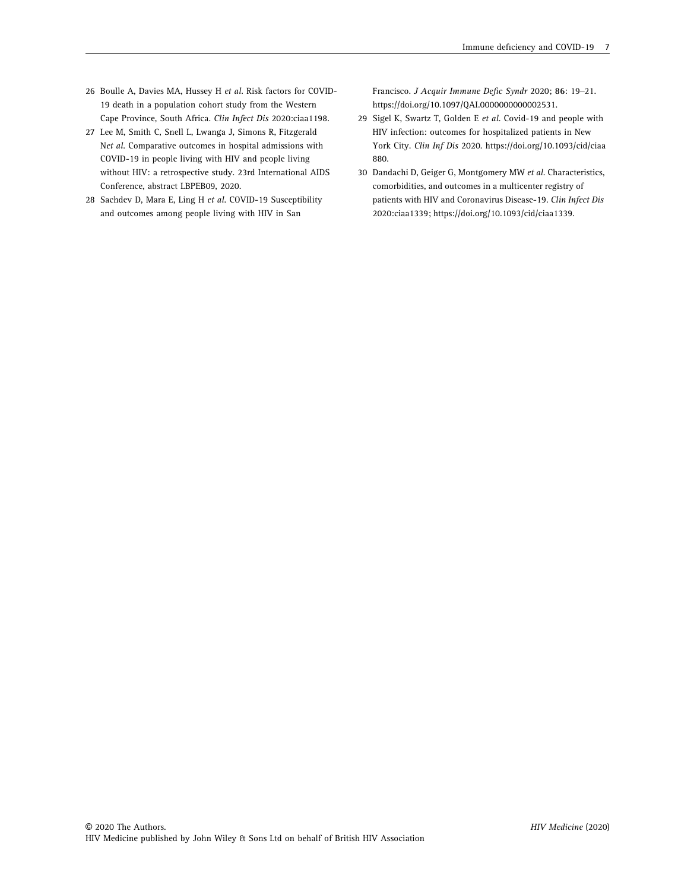26 Boulle A, Davies MA, Hussey H *et al*. Risk factors for COVID-19 death in a population cohort study from the Western Cape Province, South Africa. *Clin Infect Dis* 2020:ciaa1198.

27 Lee M, Smith C, Snell L, Lwanga J, Simons R, Fitzgerald N*et al*. Comparative outcomes in hospital admissions with COVID-19 in people living with HIV and people living without HIV: a retrospective study. 23rd International AIDS Conference, abstract LBPEB09, 2020.

28 Sachdev D, Mara E, Ling H *et al*. COVID-19 Susceptibility and outcomes among people living with HIV in San Francisco. *J Acquir Immune Defic Syndr* 2020; **86**: 19–21. https://doi.org/10.1097/QAI.0000000000002531.

29 Sigel K, Swartz T, Golden E *et al*. Covid-19 and people with HIV infection: outcomes for hospitalized patients in New York City. *Clin Inf Dis* 2020. https://doi.org/10.1093/cid/ciaa880.

30 Dandachi D, Geiger G, Montgomery MW *et al*. Characteristics, comorbidities, and outcomes in a multicenter registry of patients with HIV and Coronavirus Disease-19. *Clin Infect Dis* 2020:ciaa1339; https://doi.org/10.1093/cid/ciaa1339.